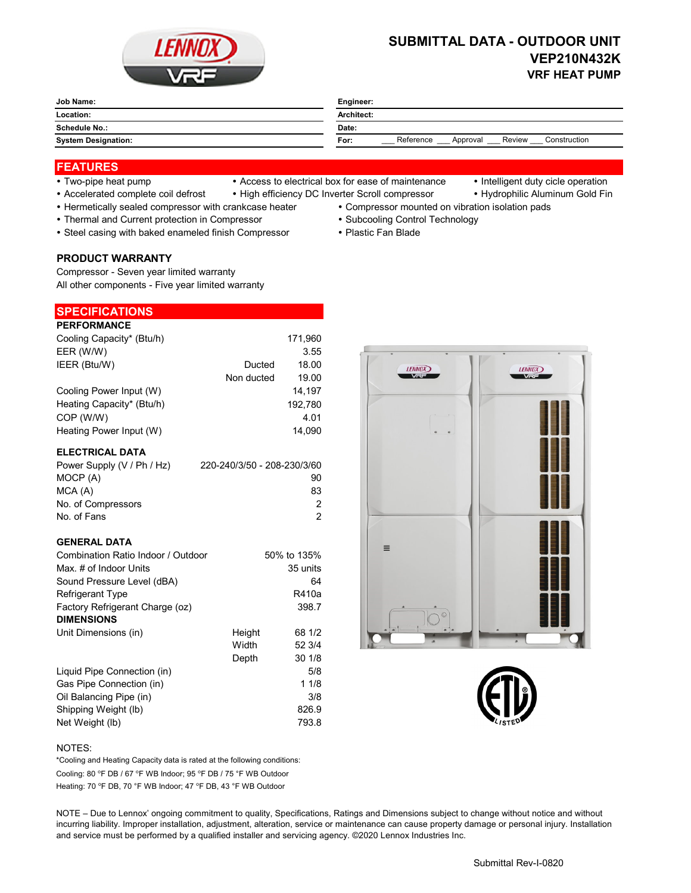# SUBMITTAL DATA - OUTDOOR UNIT
## VEP210N432K
### VRF HEAT PUMP

| | |
|---|---|
| **Job Name:** | **Engineer:** |
| **Location:** | **Architect:** |
| **Schedule No.:** | **Date:** |
| **System Designation:** | **For:** ___ Reference ___ Approval ___ Review ___ Construction |

## FEATURES

- Two-pipe heat pump
- Access to electrical box for ease of maintenance
- Intelligent duty cicle operation
- Accelerated complete coil defrost
- High efficiency DC Inverter Scroll compressor
- Hydrophilic Aluminum Gold Fin
- Hermetically sealed compressor with crankcase heater
- Compressor mounted on vibration isolation pads
- Thermal and Current protection in Compressor
- Subcooling Control Technology
- Steel casing with baked enameled finish Compressor
- Plastic Fan Blade

### PRODUCT WARRANTY

Compressor - Seven year limited warranty
All other components - Five year limited warranty

## SPECIFICATIONS

### PERFORMANCE

| | | |
|---|---|---|
| Cooling Capacity* (Btu/h) | | 171,960 |
| EER (W/W) | | 3.55 |
| IEER (Btu/W) | Ducted | 18.00 |
| | Non ducted | 19.00 |
| Cooling Power Input (W) | | 14,197 |
| Heating Capacity* (Btu/h) | | 192,780 |
| COP (W/W) | | 4.01 |
| Heating Power Input (W) | | 14,090 |

### ELECTRICAL DATA

| | |
|---|---|
| Power Supply (V / Ph / Hz) | 220-240/3/50 - 208-230/3/60 |
| MOCP (A) | 90 |
| MCA (A) | 83 |
| No. of Compressors | 2 |
| No. of Fans | 2 |

### GENERAL DATA

| | | |
|---|---|---|
| Combination Ratio Indoor / Outdoor | | 50% to 135% |
| Max. # of Indoor Units | | 35 units |
| Sound Pressure Level (dBA) | | 64 |
| Refrigerant Type | | R410a |
| Factory Refrigerant Charge (oz) | | 398.7 |
| **DIMENSIONS** | | |
| Unit Dimensions (in) | Height | 68 1/2 |
| | Width | 52 3/4 |
| | Depth | 30 1/8 |
| Liquid Pipe Connection (in) | | 5/8 |
| Gas Pipe Connection (in) | | 1 1/8 |
| Oil Balancing Pipe (in) | | 3/8 |
| Shipping Weight (lb) | | 826.9 |
| Net Weight (lb) | | 793.8 |

NOTES:

*Cooling and Heating Capacity data is rated at the following conditions:
Cooling: 80 °F DB / 67 °F WB Indoor; 95 °F DB / 75 °F WB Outdoor
Heating: 70 °F DB, 70 °F WB Indoor; 47 °F DB, 43 °F WB Outdoor

NOTE – Due to Lennox' ongoing commitment to quality, Specifications, Ratings and Dimensions subject to change without notice and without incurring liability. Improper installation, adjustment, alteration, service or maintenance can cause property damage or personal injury. Installation and service must be performed by a qualified installer and servicing agency. ©2020 Lennox Industries Inc.

Submittal Rev-I-0820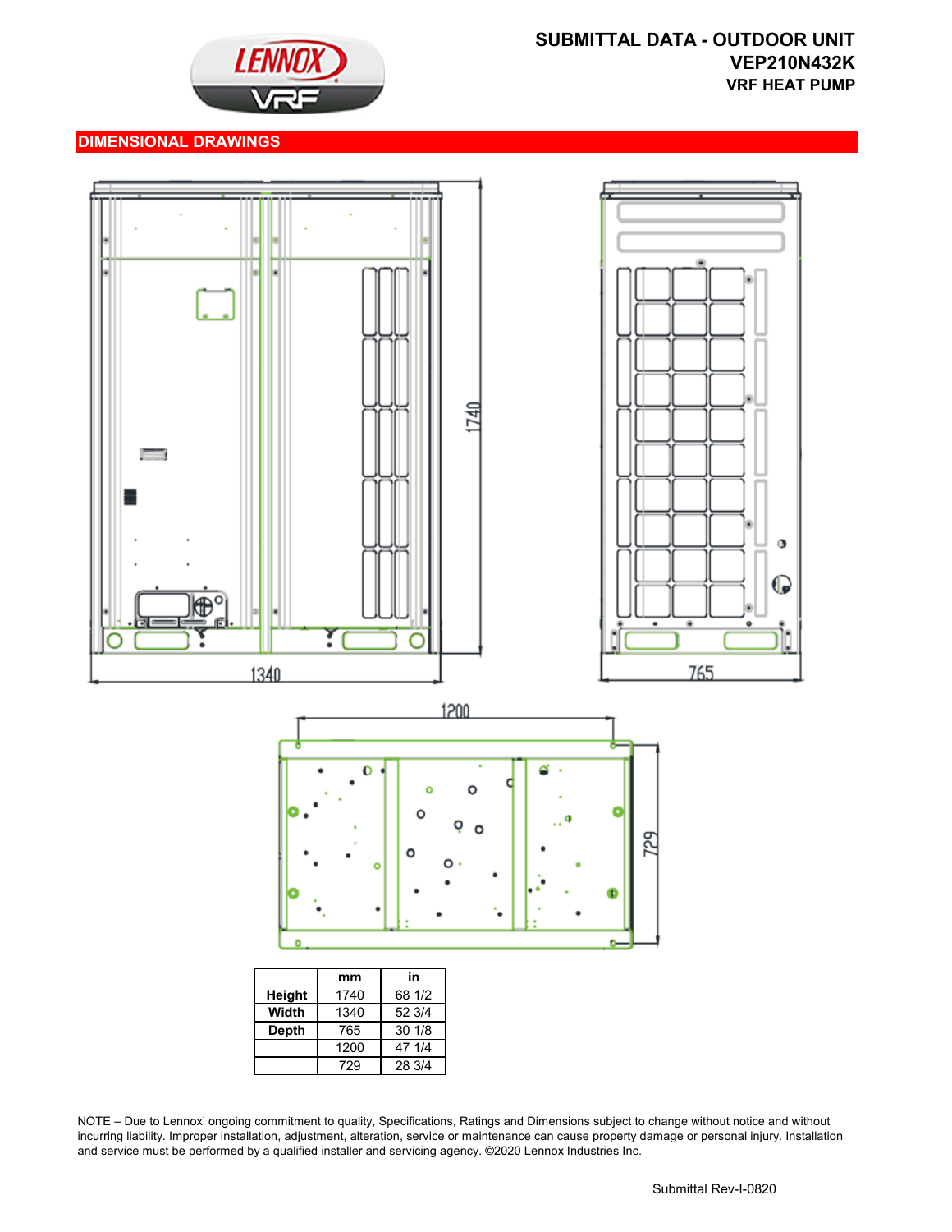**SUBMITTAL DATA - OUTDOOR UNIT**
**VEP210N432K**
**VRF HEAT PUMP**

## DIMENSIONAL DRAWINGS

1740

1340

765

1200

729

| | mm | in |
|---|---|---|
| **Height** | 1740 | 68 1/2 |
| **Width** | 1340 | 52 3/4 |
| **Depth** | 765 | 30 1/8 |
| | 1200 | 47 1/4 |
| | 729 | 28 3/4 |

NOTE – Due to Lennox' ongoing commitment to quality, Specifications, Ratings and Dimensions subject to change without notice and without incurring liability. Improper installation, adjustment, alteration, service or maintenance can cause property damage or personal injury. Installation and service must be performed by a qualified installer and servicing agency. ©2020 Lennox Industries Inc.

Submittal Rev-I-0820